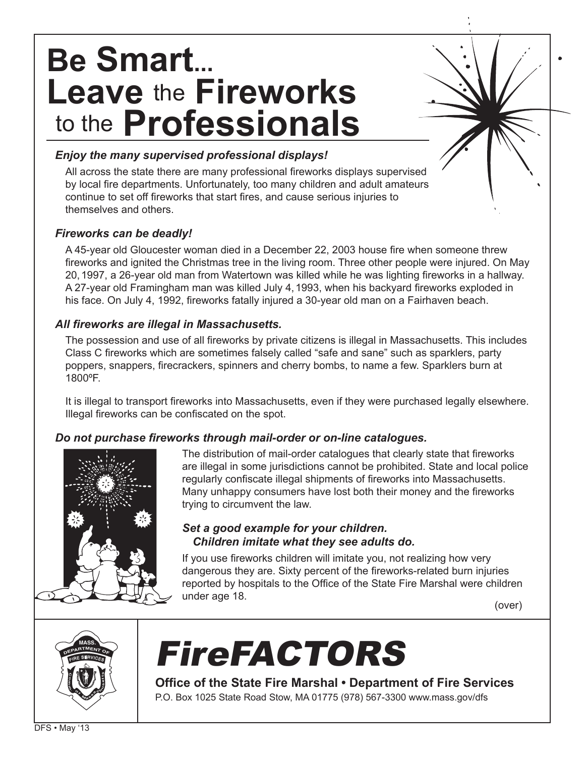# Be Smart... Leave the Fireworks to the Professionals

### *Enjoy the many supervised professional displays!*

All across the state there are many professional fireworks displays supervised by local fire departments. Unfortunately, too many children and adult amateurs continue to set off fireworks that start fires, and cause serious injuries to themselves and others.

### *Fireworks can be deadly!*

A 45-year old Gloucester woman died in a December 22, 2003 house fire when someone threw fireworks and ignited the Christmas tree in the living room. Three other people were injured. On May 20, 1997, a 26-year old man from Watertown was killed while he was lighting fireworks in a hallway. A 27-year old Framingham man was killed July 4, 1993, when his backyard fireworks exploded in his face. On July 4, 1992, fireworks fatally injured a 30-year old man on a Fairhaven beach.

### *All fireworks are illegal in Massachusetts.*

The possession and use of all fireworks by private citizens is illegal in Massachusetts. This includes Class C fireworks which are sometimes falsely called "safe and sane" such as sparklers, party poppers, snappers, firecrackers, spinners and cherry bombs, to name a few. Sparklers burn at 1800ºF.

It is illegal to transport fireworks into Massachusetts, even if they were purchased legally elsewhere. Illegal fireworks can be confiscated on the spot.

### *Do not purchase fireworks through mail-order or on-line catalogues.*

The distribution of mail-order catalogues that clearly state that fireworks are illegal in some jurisdictions cannot be prohibited. State and local police regularly confiscate illegal shipments of fireworks into Massachusetts. Many unhappy consumers have lost both their money and the fireworks trying to circumvent the law.

### *Set a good example for your children. Children imitate what they see adults do.*

If you use fireworks children will imitate you, not realizing how very dangerous they are. Sixty percent of the fireworks-related burn injuries reported by hospitals to the Office of the State Fire Marshal were children under age 18.

(over)

## *FireFACTORS*

**Office of the State Fire Marshal • Department of Fire Services**

P.O. Box 1025 State Road Stow, MA 01775 (978) 567-3300 www.mass.gov/dfs

DFS • May '13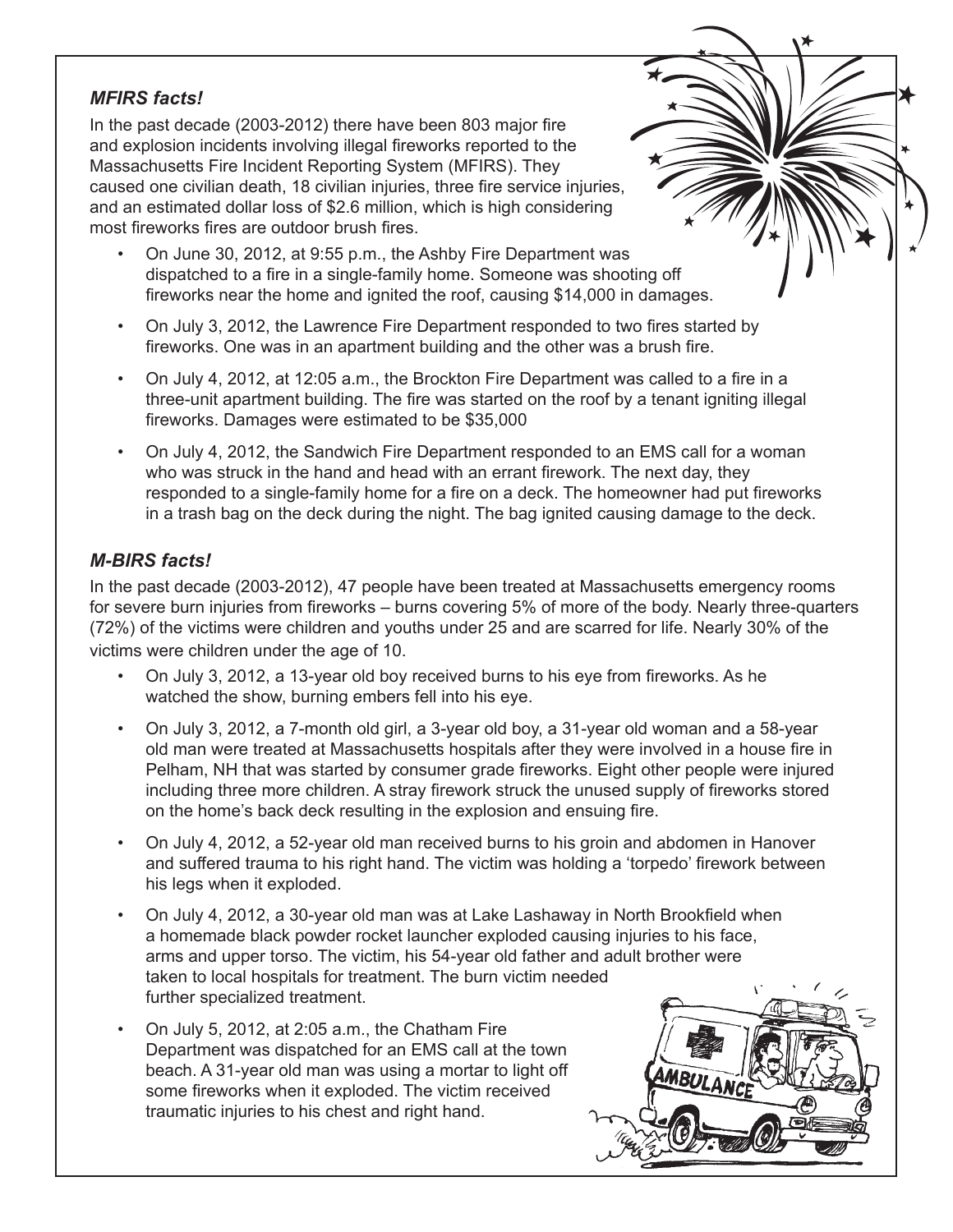### *MFIRS facts!*

In the past decade (2003-2012) there have been 803 major fire and explosion incidents involving illegal fireworks reported to the Massachusetts Fire Incident Reporting System (MFIRS). They caused one civilian death, 18 civilian injuries, three fire service injuries, and an estimated dollar loss of $2.6 million, which is high considering most fireworks fires are outdoor brush fires.

- On June 30, 2012, at 9:55 p.m., the Ashby Fire Department was dispatched to a fire in a single-family home. Someone was shooting off fireworks near the home and ignited the roof, causing $14,000 in damages.
- On July 3, 2012, the Lawrence Fire Department responded to two fires started by fireworks. One was in an apartment building and the other was a brush fire.
- On July 4, 2012, at 12:05 a.m., the Brockton Fire Department was called to a fire in a three-unit apartment building. The fire was started on the roof by a tenant igniting illegal fireworks. Damages were estimated to be $35,000
- On July 4, 2012, the Sandwich Fire Department responded to an EMS call for a woman who was struck in the hand and head with an errant firework. The next day, they responded to a single-family home for a fire on a deck. The homeowner had put fireworks in a trash bag on the deck during the night. The bag ignited causing damage to the deck.

### *M-BIRS facts!*

In the past decade (2003-2012), 47 people have been treated at Massachusetts emergency rooms for severe burn injuries from fireworks – burns covering 5% of more of the body. Nearly three-quarters (72%) of the victims were children and youths under 25 and are scarred for life. Nearly 30% of the victims were children under the age of 10.

- On July 3, 2012, a 13-year old boy received burns to his eye from fireworks. As he watched the show, burning embers fell into his eye.
- On July 3, 2012, a 7-month old girl, a 3-year old boy, a 31-year old woman and a 58-year old man were treated at Massachusetts hospitals after they were involved in a house fire in Pelham, NH that was started by consumer grade fireworks. Eight other people were injured including three more children. A stray firework struck the unused supply of fireworks stored on the home's back deck resulting in the explosion and ensuing fire.
- On July 4, 2012, a 52-year old man received burns to his groin and abdomen in Hanover and suffered trauma to his right hand. The victim was holding a 'torpedo' firework between his legs when it exploded.
- On July 4, 2012, a 30-year old man was at Lake Lashaway in North Brookfield when a homemade black powder rocket launcher exploded causing injuries to his face, arms and upper torso. The victim, his 54-year old father and adult brother were taken to local hospitals for treatment. The burn victim needed further specialized treatment.
- On July 5, 2012, at 2:05 a.m., the Chatham Fire Department was dispatched for an EMS call at the town beach. A 31-year old man was using a mortar to light off some fireworks when it exploded. The victim received traumatic injuries to his chest and right hand.